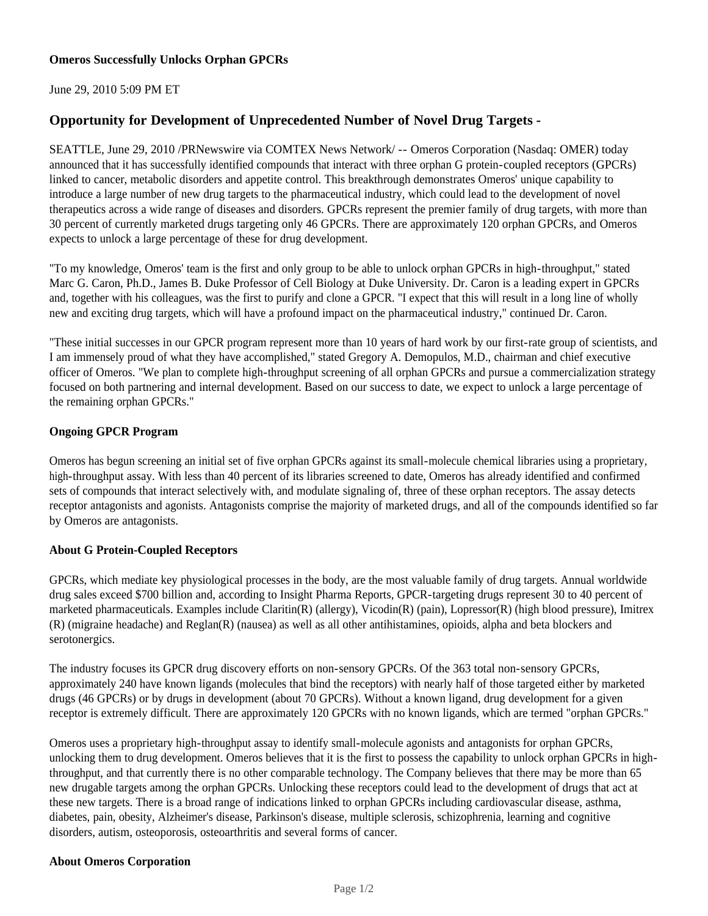**Omeros Successfully Unlocks Orphan GPCRs**

June 29, 2010 5:09 PM ET

## Opportunity for Development of Unprecedented Number of Novel Drug Targets -

SEATTLE, June 29, 2010 /PRNewswire via COMTEX News Network/ -- Omeros Corporation (Nasdaq: OMER) today announced that it has successfully identified compounds that interact with three orphan G protein-coupled receptors (GPCRs) linked to cancer, metabolic disorders and appetite control. This breakthrough demonstrates Omeros' unique capability to introduce a large number of new drug targets to the pharmaceutical industry, which could lead to the development of novel therapeutics across a wide range of diseases and disorders. GPCRs represent the premier family of drug targets, with more than 30 percent of currently marketed drugs targeting only 46 GPCRs. There are approximately 120 orphan GPCRs, and Omeros expects to unlock a large percentage of these for drug development.

"To my knowledge, Omeros' team is the first and only group to be able to unlock orphan GPCRs in high-throughput," stated Marc G. Caron, Ph.D., James B. Duke Professor of Cell Biology at Duke University. Dr. Caron is a leading expert in GPCRs and, together with his colleagues, was the first to purify and clone a GPCR. "I expect that this will result in a long line of wholly new and exciting drug targets, which will have a profound impact on the pharmaceutical industry," continued Dr. Caron.

"These initial successes in our GPCR program represent more than 10 years of hard work by our first-rate group of scientists, and I am immensely proud of what they have accomplished," stated Gregory A. Demopulos, M.D., chairman and chief executive officer of Omeros. "We plan to complete high-throughput screening of all orphan GPCRs and pursue a commercialization strategy focused on both partnering and internal development. Based on our success to date, we expect to unlock a large percentage of the remaining orphan GPCRs."

**Ongoing GPCR Program**

Omeros has begun screening an initial set of five orphan GPCRs against its small-molecule chemical libraries using a proprietary, high-throughput assay. With less than 40 percent of its libraries screened to date, Omeros has already identified and confirmed sets of compounds that interact selectively with, and modulate signaling of, three of these orphan receptors. The assay detects receptor antagonists and agonists. Antagonists comprise the majority of marketed drugs, and all of the compounds identified so far by Omeros are antagonists.

**About G Protein-Coupled Receptors**

GPCRs, which mediate key physiological processes in the body, are the most valuable family of drug targets. Annual worldwide drug sales exceed $700 billion and, according to Insight Pharma Reports, GPCR-targeting drugs represent 30 to 40 percent of marketed pharmaceuticals. Examples include Claritin(R) (allergy), Vicodin(R) (pain), Lopressor(R) (high blood pressure), Imitrex (R) (migraine headache) and Reglan(R) (nausea) as well as all other antihistamines, opioids, alpha and beta blockers and serotonergics.

The industry focuses its GPCR drug discovery efforts on non-sensory GPCRs. Of the 363 total non-sensory GPCRs, approximately 240 have known ligands (molecules that bind the receptors) with nearly half of those targeted either by marketed drugs (46 GPCRs) or by drugs in development (about 70 GPCRs). Without a known ligand, drug development for a given receptor is extremely difficult. There are approximately 120 GPCRs with no known ligands, which are termed "orphan GPCRs."

Omeros uses a proprietary high-throughput assay to identify small-molecule agonists and antagonists for orphan GPCRs, unlocking them to drug development. Omeros believes that it is the first to possess the capability to unlock orphan GPCRs in high-throughput, and that currently there is no other comparable technology. The Company believes that there may be more than 65 new drugable targets among the orphan GPCRs. Unlocking these receptors could lead to the development of drugs that act at these new targets. There is a broad range of indications linked to orphan GPCRs including cardiovascular disease, asthma, diabetes, pain, obesity, Alzheimer's disease, Parkinson's disease, multiple sclerosis, schizophrenia, learning and cognitive disorders, autism, osteoporosis, osteoarthritis and several forms of cancer.

**About Omeros Corporation**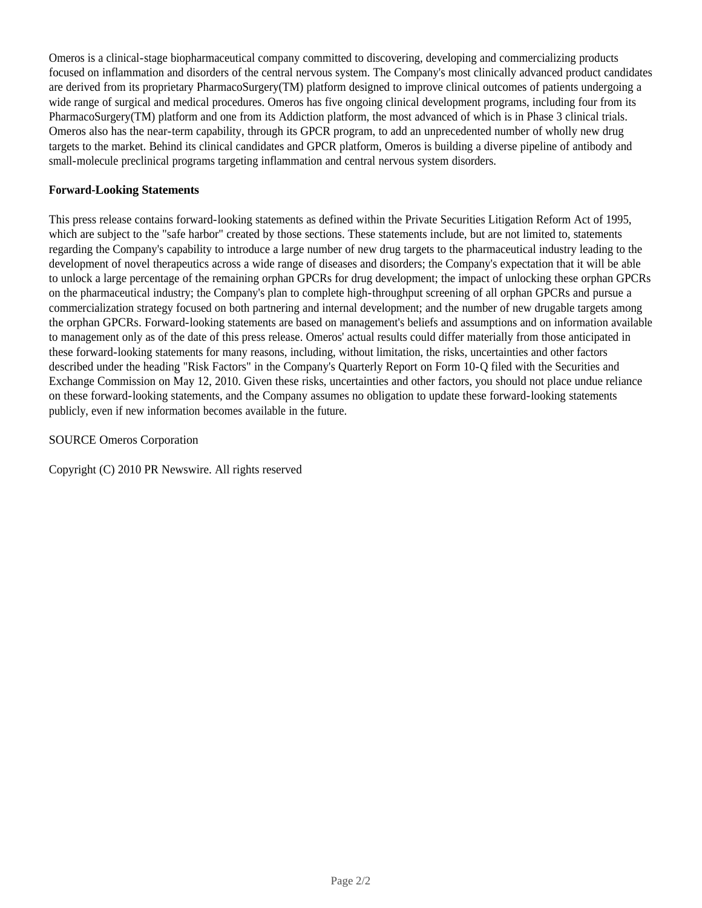Omeros is a clinical-stage biopharmaceutical company committed to discovering, developing and commercializing products focused on inflammation and disorders of the central nervous system. The Company's most clinically advanced product candidates are derived from its proprietary PharmacoSurgery(TM) platform designed to improve clinical outcomes of patients undergoing a wide range of surgical and medical procedures. Omeros has five ongoing clinical development programs, including four from its PharmacoSurgery(TM) platform and one from its Addiction platform, the most advanced of which is in Phase 3 clinical trials. Omeros also has the near-term capability, through its GPCR program, to add an unprecedented number of wholly new drug targets to the market. Behind its clinical candidates and GPCR platform, Omeros is building a diverse pipeline of antibody and small-molecule preclinical programs targeting inflammation and central nervous system disorders.

**Forward-Looking Statements**

This press release contains forward-looking statements as defined within the Private Securities Litigation Reform Act of 1995, which are subject to the "safe harbor" created by those sections. These statements include, but are not limited to, statements regarding the Company's capability to introduce a large number of new drug targets to the pharmaceutical industry leading to the development of novel therapeutics across a wide range of diseases and disorders; the Company's expectation that it will be able to unlock a large percentage of the remaining orphan GPCRs for drug development; the impact of unlocking these orphan GPCRs on the pharmaceutical industry; the Company's plan to complete high-throughput screening of all orphan GPCRs and pursue a commercialization strategy focused on both partnering and internal development; and the number of new drugable targets among the orphan GPCRs. Forward-looking statements are based on management's beliefs and assumptions and on information available to management only as of the date of this press release. Omeros' actual results could differ materially from those anticipated in these forward-looking statements for many reasons, including, without limitation, the risks, uncertainties and other factors described under the heading "Risk Factors" in the Company's Quarterly Report on Form 10-Q filed with the Securities and Exchange Commission on May 12, 2010. Given these risks, uncertainties and other factors, you should not place undue reliance on these forward-looking statements, and the Company assumes no obligation to update these forward-looking statements publicly, even if new information becomes available in the future.

SOURCE Omeros Corporation

Copyright (C) 2010 PR Newswire. All rights reserved